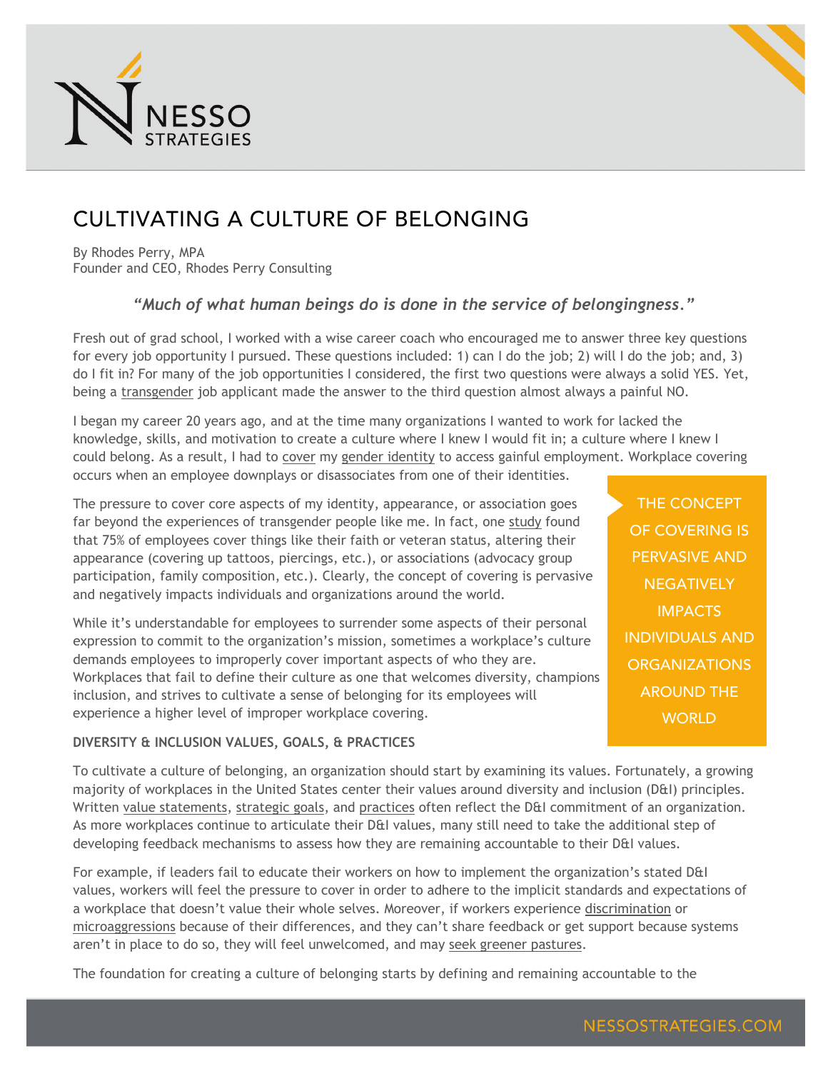# CULTIVATING A CULTURE OF BELONGING

By Rhodes Perry, MPA
Founder and CEO, Rhodes Perry Consulting

> ***"Much of what human beings do is done in the service of belongingness."***

Fresh out of grad school, I worked with a wise career coach who encouraged me to answer three key questions for every job opportunity I pursued. These questions included: 1) can I do the job; 2) will I do the job; and, 3) do I fit in? For many of the job opportunities I considered, the first two questions were always a solid YES. Yet, being a transgender job applicant made the answer to the third question almost always a painful NO.

I began my career 20 years ago, and at the time many organizations I wanted to work for lacked the knowledge, skills, and motivation to create a culture where I knew I would fit in; a culture where I knew I could belong. As a result, I had to cover my gender identity to access gainful employment. Workplace covering occurs when an employee downplays or disassociates from one of their identities.

The pressure to cover core aspects of my identity, appearance, or association goes far beyond the experiences of transgender people like me. In fact, one study found that 75% of employees cover things like their faith or veteran status, altering their appearance (covering up tattoos, piercings, etc.), or associations (advocacy group participation, family composition, etc.). Clearly, the concept of covering is pervasive and negatively impacts individuals and organizations around the world.

> THE CONCEPT OF COVERING IS PERVASIVE AND NEGATIVELY IMPACTS INDIVIDUALS AND ORGANIZATIONS AROUND THE WORLD

While it's understandable for employees to surrender some aspects of their personal expression to commit to the organization's mission, sometimes a workplace's culture demands employees to improperly cover important aspects of who they are. Workplaces that fail to define their culture as one that welcomes diversity, champions inclusion, and strives to cultivate a sense of belonging for its employees will experience a higher level of improper workplace covering.

**DIVERSITY & INCLUSION VALUES, GOALS, & PRACTICES**

To cultivate a culture of belonging, an organization should start by examining its values. Fortunately, a growing majority of workplaces in the United States center their values around diversity and inclusion (D&I) principles. Written value statements, strategic goals, and practices often reflect the D&I commitment of an organization. As more workplaces continue to articulate their D&I values, many still need to take the additional step of developing feedback mechanisms to assess how they are remaining accountable to their D&I values.

For example, if leaders fail to educate their workers on how to implement the organization's stated D&I values, workers will feel the pressure to cover in order to adhere to the implicit standards and expectations of a workplace that doesn't value their whole selves. Moreover, if workers experience discrimination or microaggressions because of their differences, and they can't share feedback or get support because systems aren't in place to do so, they will feel unwelcomed, and may seek greener pastures.

The foundation for creating a culture of belonging starts by defining and remaining accountable to the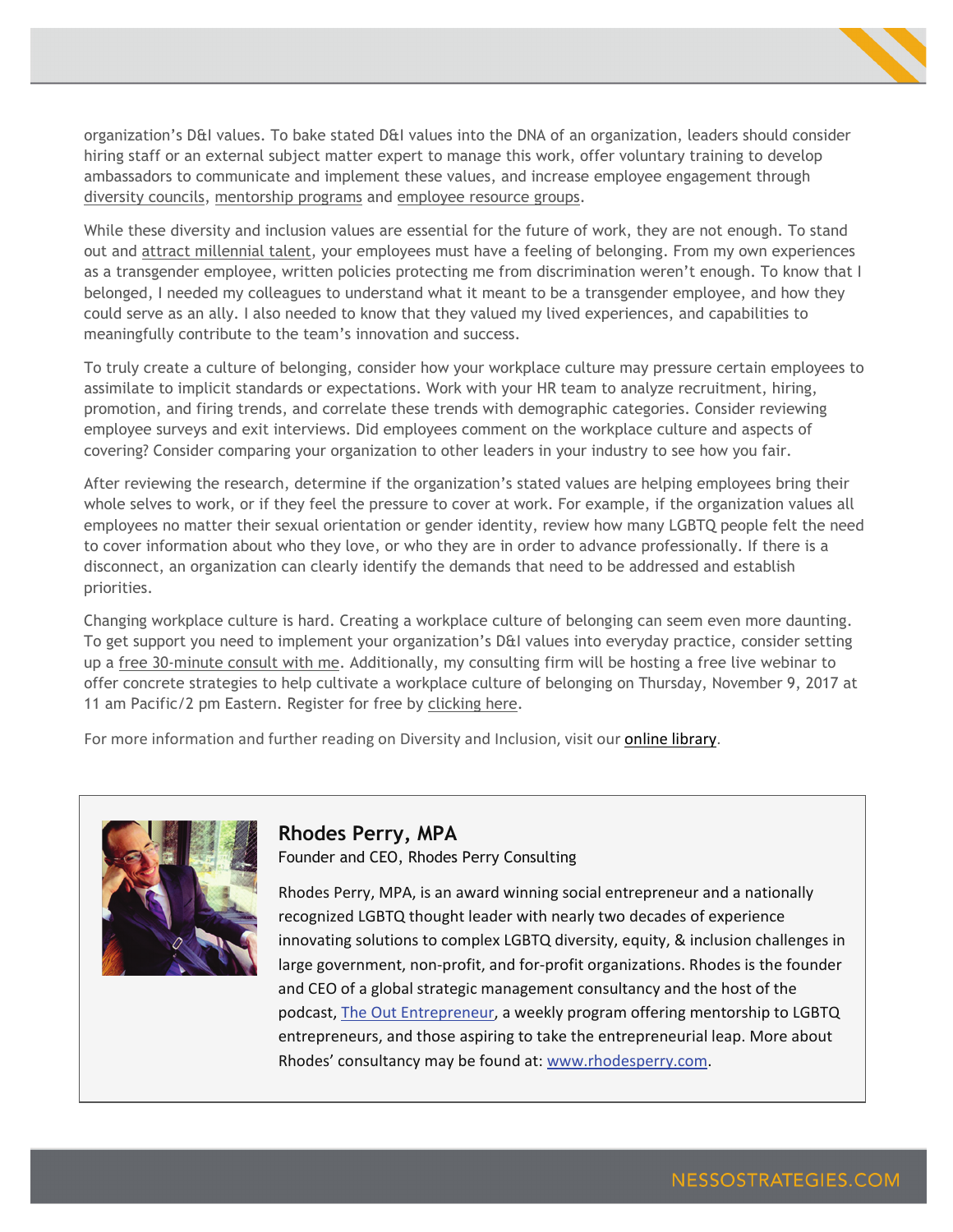organization's D&I values. To bake stated D&I values into the DNA of an organization, leaders should consider hiring staff or an external subject matter expert to manage this work, offer voluntary training to develop ambassadors to communicate and implement these values, and increase employee engagement through diversity councils, mentorship programs and employee resource groups.

While these diversity and inclusion values are essential for the future of work, they are not enough. To stand out and attract millennial talent, your employees must have a feeling of belonging. From my own experiences as a transgender employee, written policies protecting me from discrimination weren't enough. To know that I belonged, I needed my colleagues to understand what it meant to be a transgender employee, and how they could serve as an ally. I also needed to know that they valued my lived experiences, and capabilities to meaningfully contribute to the team's innovation and success.

To truly create a culture of belonging, consider how your workplace culture may pressure certain employees to assimilate to implicit standards or expectations. Work with your HR team to analyze recruitment, hiring, promotion, and firing trends, and correlate these trends with demographic categories. Consider reviewing employee surveys and exit interviews. Did employees comment on the workplace culture and aspects of covering? Consider comparing your organization to other leaders in your industry to see how you fair.

After reviewing the research, determine if the organization's stated values are helping employees bring their whole selves to work, or if they feel the pressure to cover at work. For example, if the organization values all employees no matter their sexual orientation or gender identity, review how many LGBTQ people felt the need to cover information about who they love, or who they are in order to advance professionally. If there is a disconnect, an organization can clearly identify the demands that need to be addressed and establish priorities.

Changing workplace culture is hard. Creating a workplace culture of belonging can seem even more daunting. To get support you need to implement your organization's D&I values into everyday practice, consider setting up a free 30-minute consult with me. Additionally, my consulting firm will be hosting a free live webinar to offer concrete strategies to help cultivate a workplace culture of belonging on Thursday, November 9, 2017 at 11 am Pacific/2 pm Eastern. Register for free by clicking here.

For more information and further reading on Diversity and Inclusion, visit our online library.

**Rhodes Perry, MPA**
Founder and CEO, Rhodes Perry Consulting

Rhodes Perry, MPA, is an award winning social entrepreneur and a nationally recognized LGBTQ thought leader with nearly two decades of experience innovating solutions to complex LGBTQ diversity, equity, & inclusion challenges in large government, non-profit, and for-profit organizations. Rhodes is the founder and CEO of a global strategic management consultancy and the host of the podcast, The Out Entrepreneur, a weekly program offering mentorship to LGBTQ entrepreneurs, and those aspiring to take the entrepreneurial leap. More about Rhodes' consultancy may be found at: www.rhodesperry.com.